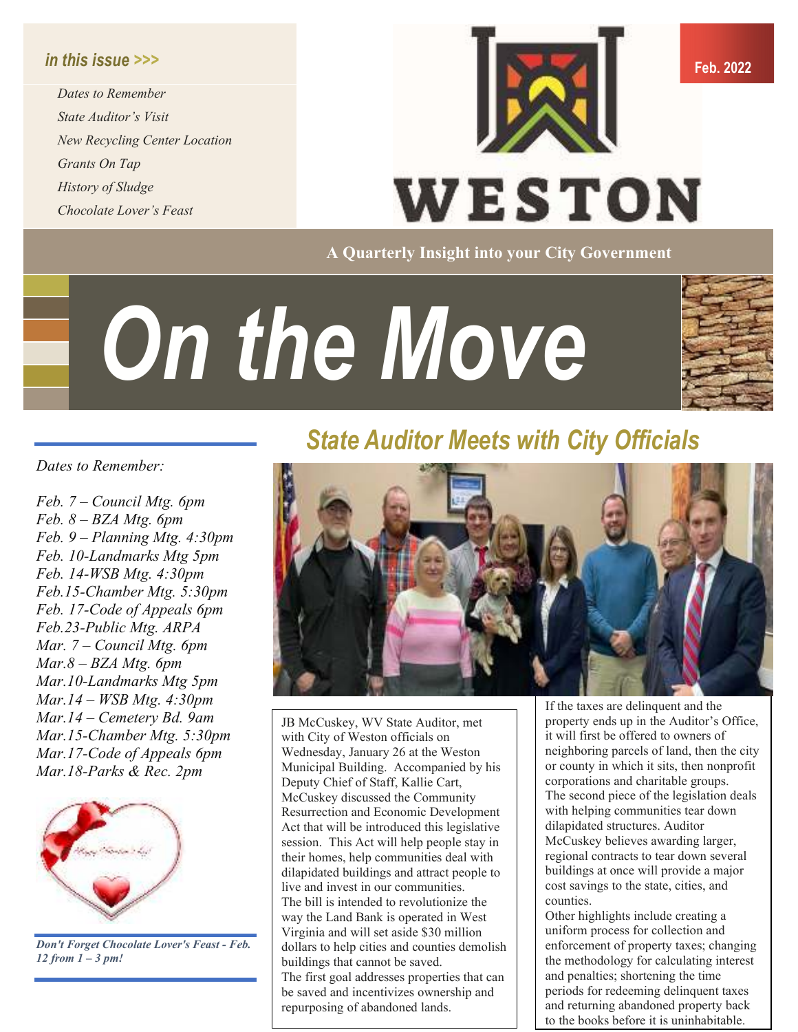*in this issue >>>*

*Dates to Remember*
*State Auditor's Visit*
*New Recycling Center Location*
*Grants On Tap*
*History of Sludge*
*Chocolate Lover's Feast*

WESTON

Feb. 2022

**A Quarterly Insight into your City Government**

# On the Move

*Dates to Remember:*

*Feb. 7 – Council Mtg. 6pm*
*Feb. 8 – BZA Mtg. 6pm*
*Feb. 9 – Planning Mtg. 4:30pm*
*Feb. 10-Landmarks Mtg 5pm*
*Feb. 14-WSB Mtg. 4:30pm*
*Feb.15-Chamber Mtg. 5:30pm*
*Feb. 17-Code of Appeals 6pm*
*Feb.23-Public Mtg. ARPA*
*Mar. 7 – Council Mtg. 6pm*
*Mar.8 – BZA Mtg. 6pm*
*Mar.10-Landmarks Mtg 5pm*
*Mar.14 – WSB Mtg. 4:30pm*
*Mar.14 – Cemetery Bd. 9am*
*Mar.15-Chamber Mtg. 5:30pm*
*Mar.17-Code of Appeals 6pm*
*Mar.18-Parks & Rec. 2pm*

***Don't Forget Chocolate Lover's Feast - Feb. 12 from 1 – 3 pm!***

## State Auditor Meets with City Officials

JB McCuskey, WV State Auditor, met with City of Weston officials on Wednesday, January 26 at the Weston Municipal Building. Accompanied by his Deputy Chief of Staff, Kallie Cart, McCuskey discussed the Community Resurrection and Economic Development Act that will be introduced this legislative session. This Act will help people stay in their homes, help communities deal with dilapidated buildings and attract people to live and invest in our communities.

The bill is intended to revolutionize the way the Land Bank is operated in West Virginia and will set aside $30 million dollars to help cities and counties demolish buildings that cannot be saved.

The first goal addresses properties that can be saved and incentivizes ownership and repurposing of abandoned lands.

If the taxes are delinquent and the property ends up in the Auditor's Office, it will first be offered to owners of neighboring parcels of land, then the city or county in which it sits, then nonprofit corporations and charitable groups.

The second piece of the legislation deals with helping communities tear down dilapidated structures. Auditor McCuskey believes awarding larger, regional contracts to tear down several buildings at once will provide a major cost savings to the state, cities, and counties.

Other highlights include creating a uniform process for collection and enforcement of property taxes; changing the methodology for calculating interest and penalties; shortening the time periods for redeeming delinquent taxes and returning abandoned property back to the books before it is uninhabitable.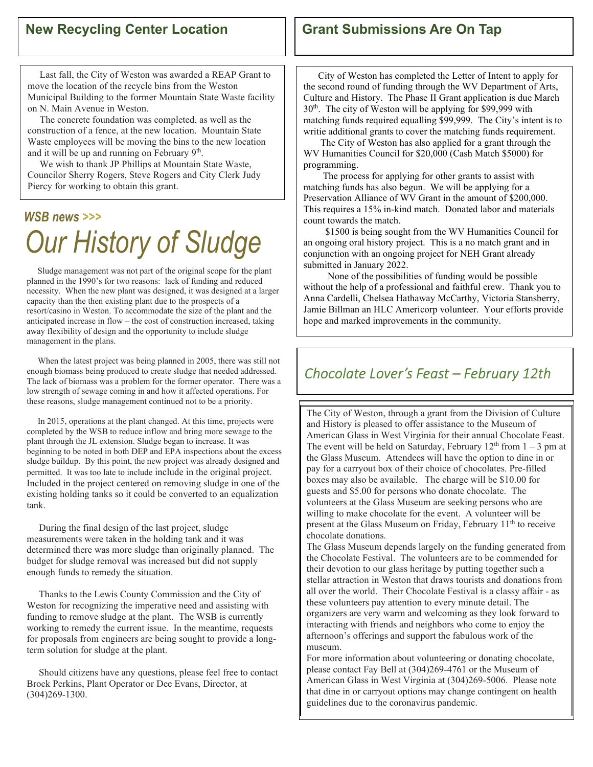## New Recycling Center Location

Last fall, the City of Weston was awarded a REAP Grant to move the location of the recycle bins from the Weston Municipal Building to the former Mountain State Waste facility on N. Main Avenue in Weston.

The concrete foundation was completed, as well as the construction of a fence, at the new location. Mountain State Waste employees will be moving the bins to the new location and it will be up and running on February 9th.

We wish to thank JP Phillips at Mountain State Waste, Councilor Sherry Rogers, Steve Rogers and City Clerk Judy Piercy for working to obtain this grant.

*WSB news >>>*

# *Our History of Sludge*

Sludge management was not part of the original scope for the plant planned in the 1990's for two reasons: lack of funding and reduced necessity. When the new plant was designed, it was designed at a larger capacity than the then existing plant due to the prospects of a resort/casino in Weston. To accommodate the size of the plant and the anticipated increase in flow – the cost of construction increased, taking away flexibility of design and the opportunity to include sludge management in the plans.

When the latest project was being planned in 2005, there was still not enough biomass being produced to create sludge that needed addressed. The lack of biomass was a problem for the former operator. There was a low strength of sewage coming in and how it affected operations. For these reasons, sludge management continued not to be a priority.

In 2015, operations at the plant changed. At this time, projects were completed by the WSB to reduce inflow and bring more sewage to the plant through the JL extension. Sludge began to increase. It was beginning to be noted in both DEP and EPA inspections about the excess sludge buildup. By this point, the new project was already designed and permitted. It was too late to include include in the original project. Included in the project centered on removing sludge in one of the existing holding tanks so it could be converted to an equalization tank.

During the final design of the last project, sludge measurements were taken in the holding tank and it was determined there was more sludge than originally planned. The budget for sludge removal was increased but did not supply enough funds to remedy the situation.

Thanks to the Lewis County Commission and the City of Weston for recognizing the imperative need and assisting with funding to remove sludge at the plant. The WSB is currently working to remedy the current issue. In the meantime, requests for proposals from engineers are being sought to provide a long-term solution for sludge at the plant.

Should citizens have any questions, please feel free to contact Brock Perkins, Plant Operator or Dee Evans, Director, at (304)269-1300.

## Grant Submissions Are On Tap

City of Weston has completed the Letter of Intent to apply for the second round of funding through the WV Department of Arts, Culture and History. The Phase II Grant application is due March 30th. The city of Weston will be applying for $99,999 with matching funds required equalling $99,999. The City's intent is to writie additional grants to cover the matching funds requirement.

The City of Weston has also applied for a grant through the WV Humanities Council for $20,000 (Cash Match $5000) for programming.

The process for applying for other grants to assist with matching funds has also begun. We will be applying for a Preservation Alliance of WV Grant in the amount of $200,000. This requires a 15% in-kind match. Donated labor and materials count towards the match.

$1500 is being sought from the WV Humanities Council for an ongoing oral history project. This is a no match grant and in conjunction with an ongoing project for NEH Grant already submitted in January 2022.

None of the possibilities of funding would be possible without the help of a professional and faithful crew. Thank you to Anna Cardelli, Chelsea Hathaway McCarthy, Victoria Stansberry, Jamie Billman an HLC Americorp volunteer. Your efforts provide hope and marked improvements in the community.

## *Chocolate Lover's Feast – February 12th*

The City of Weston, through a grant from the Division of Culture and History is pleased to offer assistance to the Museum of American Glass in West Virginia for their annual Chocolate Feast. The event will be held on Saturday, February 12th from 1 – 3 pm at the Glass Museum. Attendees will have the option to dine in or pay for a carryout box of their choice of chocolates. Pre-filled boxes may also be available. The charge will be $10.00 for guests and $5.00 for persons who donate chocolate. The volunteers at the Glass Museum are seeking persons who are willing to make chocolate for the event. A volunteer will be present at the Glass Museum on Friday, February 11th to receive chocolate donations.

The Glass Museum depends largely on the funding generated from the Chocolate Festival. The volunteers are to be commended for their devotion to our glass heritage by putting together such a stellar attraction in Weston that draws tourists and donations from all over the world. Their Chocolate Festival is a classy affair - as these volunteers pay attention to every minute detail. The organizers are very warm and welcoming as they look forward to interacting with friends and neighbors who come to enjoy the afternoon's offerings and support the fabulous work of the museum.

For more information about volunteering or donating chocolate, please contact Fay Bell at (304)269-4761 or the Museum of American Glass in West Virginia at (304)269-5006. Please note that dine in or carryout options may change contingent on health guidelines due to the coronavirus pandemic.